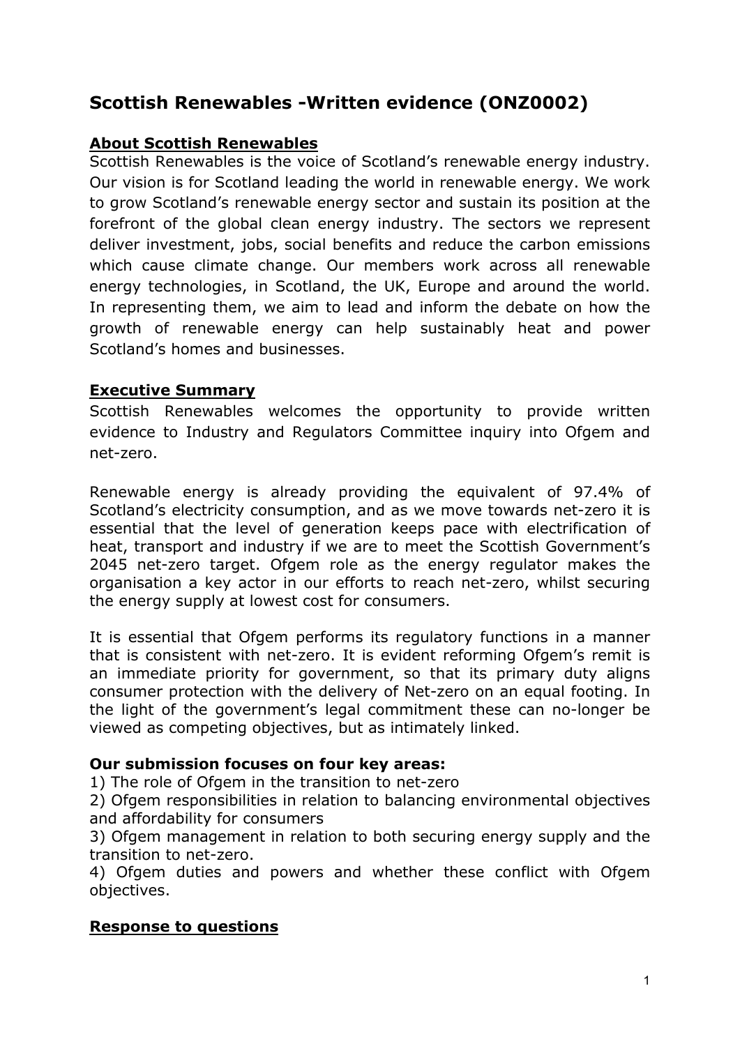# Scottish Renewables -Written evidence (ONZ0002)

## About Scottish Renewables

Scottish Renewables is the voice of Scotland's renewable energy industry. Our vision is for Scotland leading the world in renewable energy. We work to grow Scotland's renewable energy sector and sustain its position at the forefront of the global clean energy industry. The sectors we represent deliver investment, jobs, social benefits and reduce the carbon emissions which cause climate change. Our members work across all renewable energy technologies, in Scotland, the UK, Europe and around the world. In representing them, we aim to lead and inform the debate on how the growth of renewable energy can help sustainably heat and power Scotland's homes and businesses.

## Executive Summary

Scottish Renewables welcomes the opportunity to provide written evidence to Industry and Regulators Committee inquiry into Ofgem and net-zero.

Renewable energy is already providing the equivalent of 97.4% of Scotland's electricity consumption, and as we move towards net-zero it is essential that the level of generation keeps pace with electrification of heat, transport and industry if we are to meet the Scottish Government's 2045 net-zero target. Ofgem role as the energy regulator makes the organisation a key actor in our efforts to reach net-zero, whilst securing the energy supply at lowest cost for consumers.

It is essential that Ofgem performs its regulatory functions in a manner that is consistent with net-zero. It is evident reforming Ofgem's remit is an immediate priority for government, so that its primary duty aligns consumer protection with the delivery of Net-zero on an equal footing. In the light of the government's legal commitment these can no-longer be viewed as competing objectives, but as intimately linked.

**Our submission focuses on four key areas:**

1) The role of Ofgem in the transition to net-zero
2) Ofgem responsibilities in relation to balancing environmental objectives and affordability for consumers
3) Ofgem management in relation to both securing energy supply and the transition to net-zero.
4) Ofgem duties and powers and whether these conflict with Ofgem objectives.

## Response to questions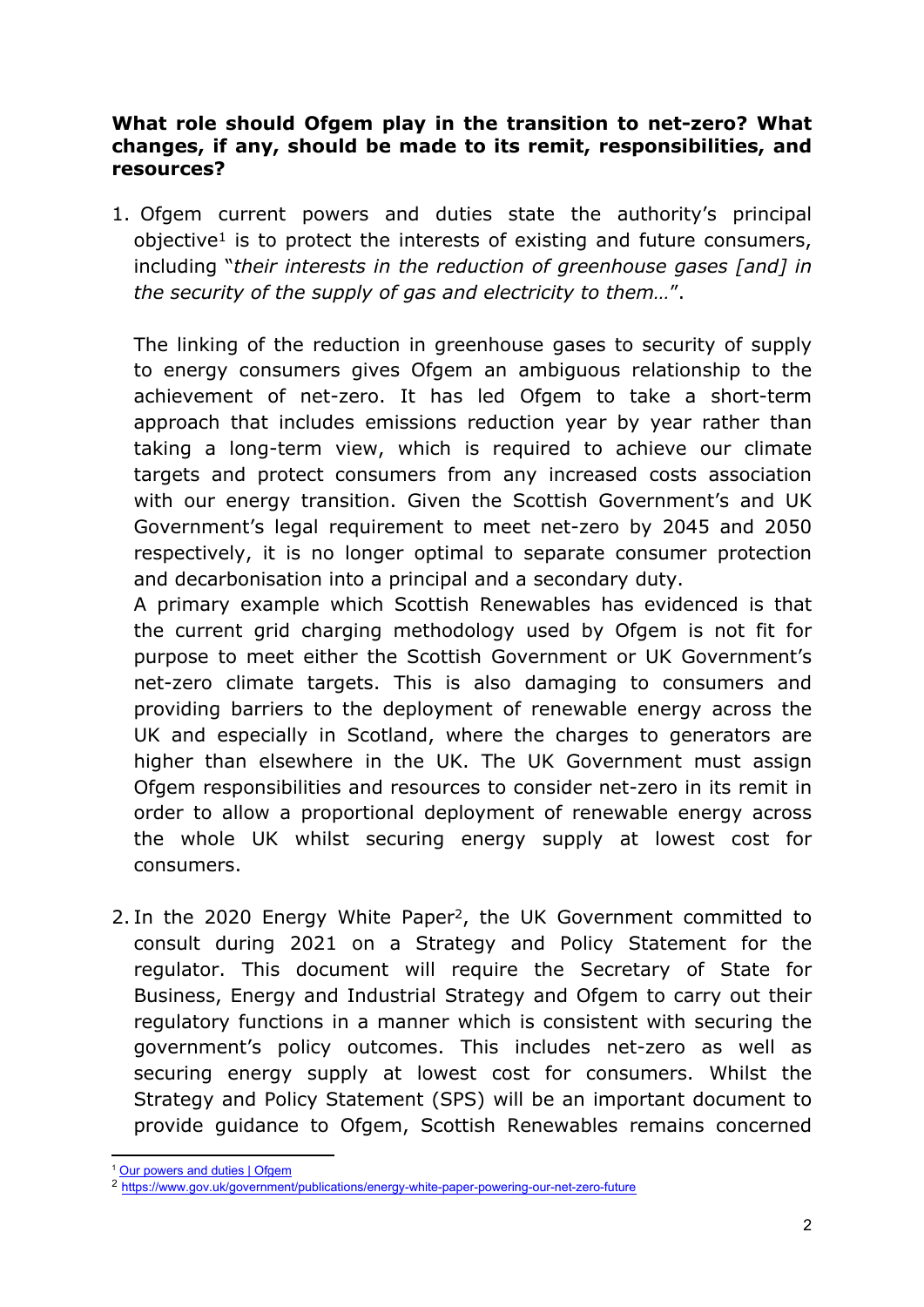**What role should Ofgem play in the transition to net-zero? What changes, if any, should be made to its remit, responsibilities, and resources?**

1. Ofgem current powers and duties state the authority's principal objective[1] is to protect the interests of existing and future consumers, including "*their interests in the reduction of greenhouse gases [and] in the security of the supply of gas and electricity to them…*".

   The linking of the reduction in greenhouse gases to security of supply to energy consumers gives Ofgem an ambiguous relationship to the achievement of net-zero. It has led Ofgem to take a short-term approach that includes emissions reduction year by year rather than taking a long-term view, which is required to achieve our climate targets and protect consumers from any increased costs association with our energy transition. Given the Scottish Government's and UK Government's legal requirement to meet net-zero by 2045 and 2050 respectively, it is no longer optimal to separate consumer protection and decarbonisation into a principal and a secondary duty.
   A primary example which Scottish Renewables has evidenced is that the current grid charging methodology used by Ofgem is not fit for purpose to meet either the Scottish Government or UK Government's net-zero climate targets. This is also damaging to consumers and providing barriers to the deployment of renewable energy across the UK and especially in Scotland, where the charges to generators are higher than elsewhere in the UK. The UK Government must assign Ofgem responsibilities and resources to consider net-zero in its remit in order to allow a proportional deployment of renewable energy across the whole UK whilst securing energy supply at lowest cost for consumers.

2. In the 2020 Energy White Paper[2], the UK Government committed to consult during 2021 on a Strategy and Policy Statement for the regulator. This document will require the Secretary of State for Business, Energy and Industrial Strategy and Ofgem to carry out their regulatory functions in a manner which is consistent with securing the government's policy outcomes. This includes net-zero as well as securing energy supply at lowest cost for consumers. Whilst the Strategy and Policy Statement (SPS) will be an important document to provide guidance to Ofgem, Scottish Renewables remains concerned

[1] Our powers and duties | Ofgem

[2] https://www.gov.uk/government/publications/energy-white-paper-powering-our-net-zero-future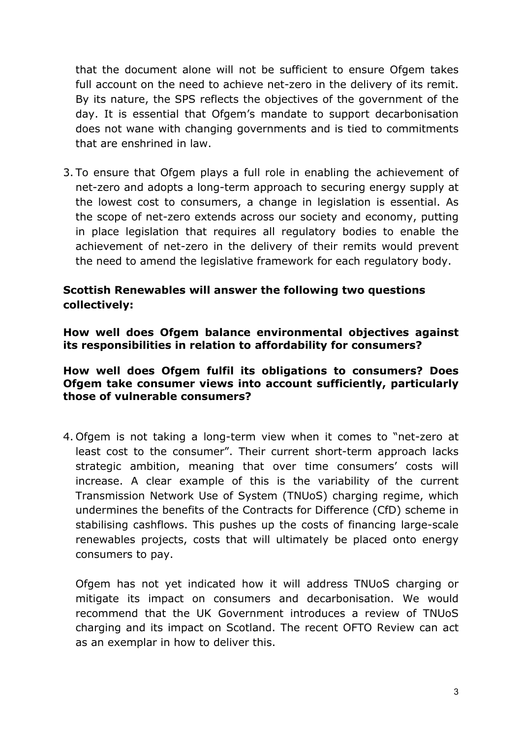that the document alone will not be sufficient to ensure Ofgem takes full account on the need to achieve net-zero in the delivery of its remit. By its nature, the SPS reflects the objectives of the government of the day. It is essential that Ofgem's mandate to support decarbonisation does not wane with changing governments and is tied to commitments that are enshrined in law.

3. To ensure that Ofgem plays a full role in enabling the achievement of net-zero and adopts a long-term approach to securing energy supply at the lowest cost to consumers, a change in legislation is essential. As the scope of net-zero extends across our society and economy, putting in place legislation that requires all regulatory bodies to enable the achievement of net-zero in the delivery of their remits would prevent the need to amend the legislative framework for each regulatory body.

**Scottish Renewables will answer the following two questions collectively:**

**How well does Ofgem balance environmental objectives against its responsibilities in relation to affordability for consumers?**

**How well does Ofgem fulfil its obligations to consumers? Does Ofgem take consumer views into account sufficiently, particularly those of vulnerable consumers?**

4. Ofgem is not taking a long-term view when it comes to "net-zero at least cost to the consumer". Their current short-term approach lacks strategic ambition, meaning that over time consumers' costs will increase. A clear example of this is the variability of the current Transmission Network Use of System (TNUoS) charging regime, which undermines the benefits of the Contracts for Difference (CfD) scheme in stabilising cashflows. This pushes up the costs of financing large-scale renewables projects, costs that will ultimately be placed onto energy consumers to pay.

   Ofgem has not yet indicated how it will address TNUoS charging or mitigate its impact on consumers and decarbonisation. We would recommend that the UK Government introduces a review of TNUoS charging and its impact on Scotland. The recent OFTO Review can act as an exemplar in how to deliver this.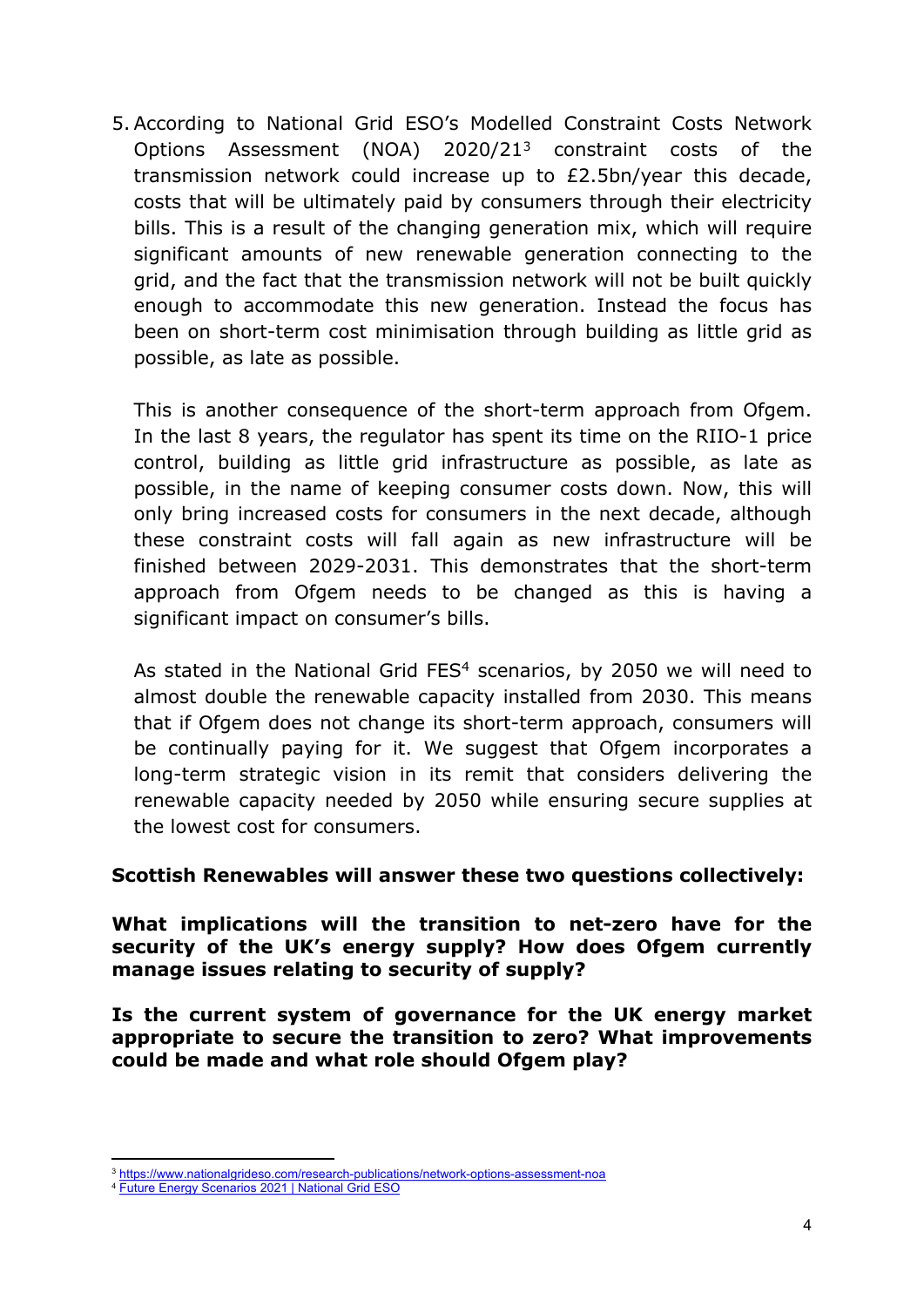5. According to National Grid ESO's Modelled Constraint Costs Network Options Assessment (NOA) 2020/21[3] constraint costs of the transmission network could increase up to £2.5bn/year this decade, costs that will be ultimately paid by consumers through their electricity bills. This is a result of the changing generation mix, which will require significant amounts of new renewable generation connecting to the grid, and the fact that the transmission network will not be built quickly enough to accommodate this new generation. Instead the focus has been on short-term cost minimisation through building as little grid as possible, as late as possible.

   This is another consequence of the short-term approach from Ofgem. In the last 8 years, the regulator has spent its time on the RIIO-1 price control, building as little grid infrastructure as possible, as late as possible, in the name of keeping consumer costs down. Now, this will only bring increased costs for consumers in the next decade, although these constraint costs will fall again as new infrastructure will be finished between 2029-2031. This demonstrates that the short-term approach from Ofgem needs to be changed as this is having a significant impact on consumer's bills.

   As stated in the National Grid FES[4] scenarios, by 2050 we will need to almost double the renewable capacity installed from 2030. This means that if Ofgem does not change its short-term approach, consumers will be continually paying for it. We suggest that Ofgem incorporates a long-term strategic vision in its remit that considers delivering the renewable capacity needed by 2050 while ensuring secure supplies at the lowest cost for consumers.

**Scottish Renewables will answer these two questions collectively:**

**What implications will the transition to net-zero have for the security of the UK's energy supply? How does Ofgem currently manage issues relating to security of supply?**

**Is the current system of governance for the UK energy market appropriate to secure the transition to zero? What improvements could be made and what role should Ofgem play?**

---

[3] https://www.nationalgrideso.com/research-publications/network-options-assessment-noa

[4] Future Energy Scenarios 2021 | National Grid ESO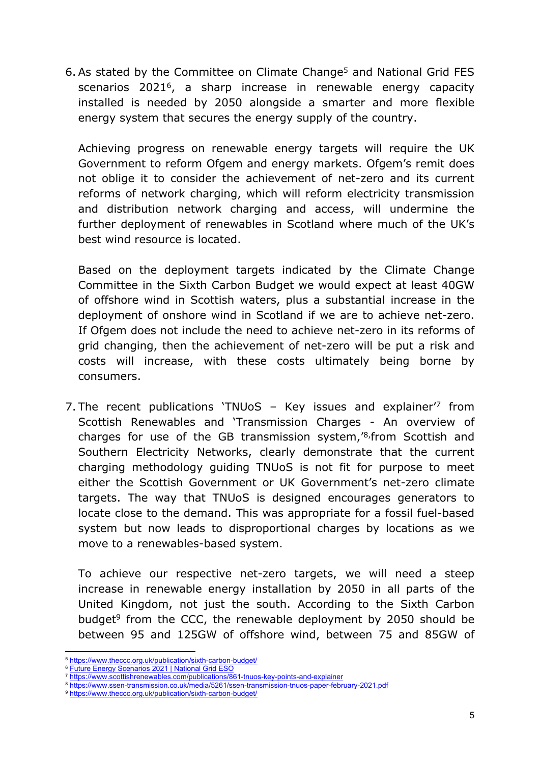6. As stated by the Committee on Climate Change[5] and National Grid FES scenarios 2021[6], a sharp increase in renewable energy capacity installed is needed by 2050 alongside a smarter and more flexible energy system that secures the energy supply of the country.

   Achieving progress on renewable energy targets will require the UK Government to reform Ofgem and energy markets. Ofgem's remit does not oblige it to consider the achievement of net-zero and its current reforms of network charging, which will reform electricity transmission and distribution network charging and access, will undermine the further deployment of renewables in Scotland where much of the UK's best wind resource is located.

   Based on the deployment targets indicated by the Climate Change Committee in the Sixth Carbon Budget we would expect at least 40GW of offshore wind in Scottish waters, plus a substantial increase in the deployment of onshore wind in Scotland if we are to achieve net-zero. If Ofgem does not include the need to achieve net-zero in its reforms of grid changing, then the achievement of net-zero will be put a risk and costs will increase, with these costs ultimately being borne by consumers.

7. The recent publications 'TNUoS – Key issues and explainer'[7] from Scottish Renewables and 'Transmission Charges - An overview of charges for use of the GB transmission system,'[8],from Scottish and Southern Electricity Networks, clearly demonstrate that the current charging methodology guiding TNUoS is not fit for purpose to meet either the Scottish Government or UK Government's net-zero climate targets. The way that TNUoS is designed encourages generators to locate close to the demand. This was appropriate for a fossil fuel-based system but now leads to disproportional charges by locations as we move to a renewables-based system.

   To achieve our respective net-zero targets, we will need a steep increase in renewable energy installation by 2050 in all parts of the United Kingdom, not just the south. According to the Sixth Carbon budget[9] from the CCC, the renewable deployment by 2050 should be between 95 and 125GW of offshore wind, between 75 and 85GW of

---

[5] https://www.theccc.org.uk/publication/sixth-carbon-budget/

[6] Future Energy Scenarios 2021 | National Grid ESO

[7] https://www.scottishrenewables.com/publications/861-tnuos-key-points-and-explainer

[8] https://www.ssen-transmission.co.uk/media/5261/ssen-transmission-tnuos-paper-february-2021.pdf

[9] https://www.theccc.org.uk/publication/sixth-carbon-budget/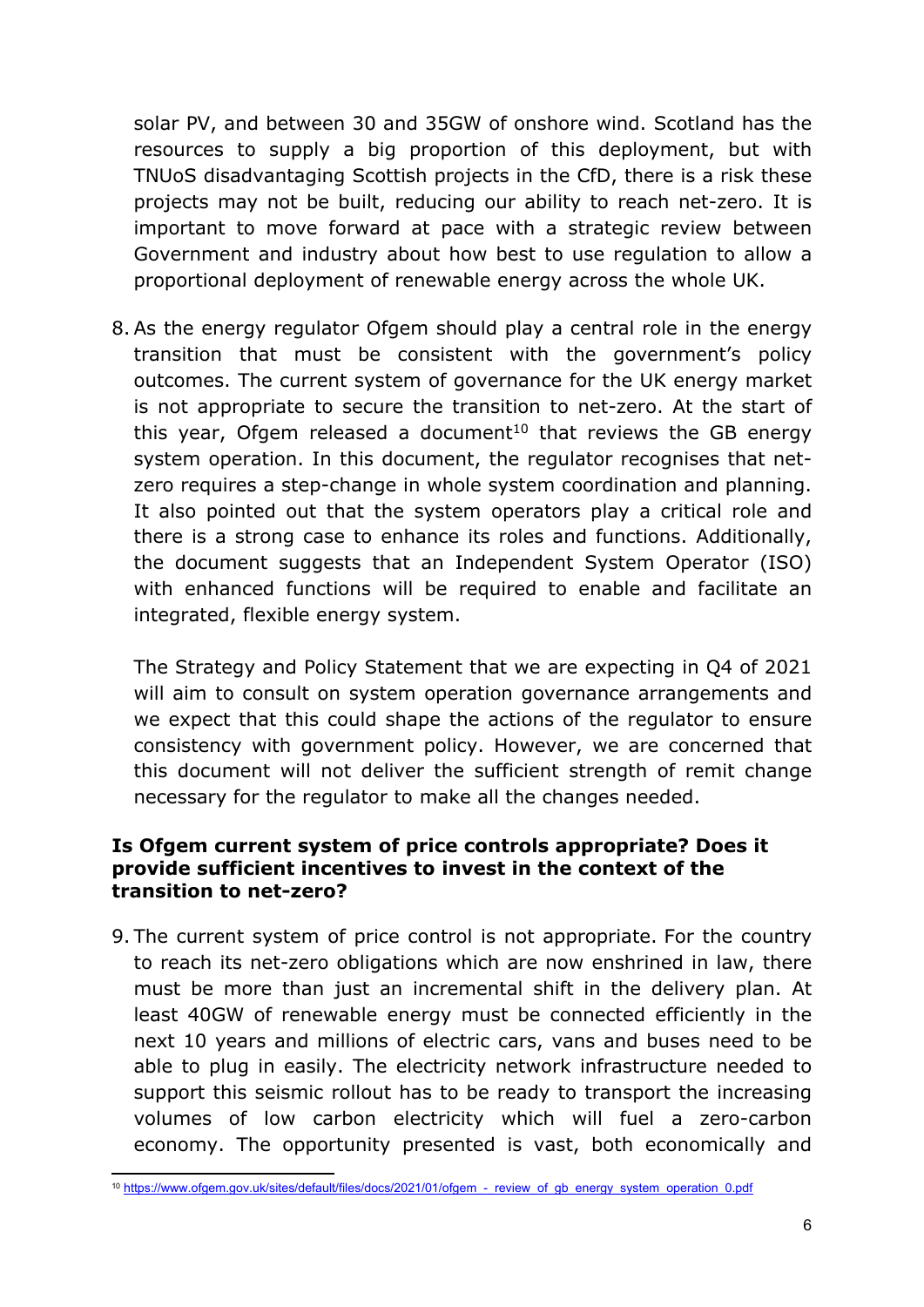solar PV, and between 30 and 35GW of onshore wind. Scotland has the resources to supply a big proportion of this deployment, but with TNUoS disadvantaging Scottish projects in the CfD, there is a risk these projects may not be built, reducing our ability to reach net-zero. It is important to move forward at pace with a strategic review between Government and industry about how best to use regulation to allow a proportional deployment of renewable energy across the whole UK.

8. As the energy regulator Ofgem should play a central role in the energy transition that must be consistent with the government's policy outcomes. The current system of governance for the UK energy market is not appropriate to secure the transition to net-zero. At the start of this year, Ofgem released a document[10] that reviews the GB energy system operation. In this document, the regulator recognises that net-zero requires a step-change in whole system coordination and planning. It also pointed out that the system operators play a critical role and there is a strong case to enhance its roles and functions. Additionally, the document suggests that an Independent System Operator (ISO) with enhanced functions will be required to enable and facilitate an integrated, flexible energy system.

   The Strategy and Policy Statement that we are expecting in Q4 of 2021 will aim to consult on system operation governance arrangements and we expect that this could shape the actions of the regulator to ensure consistency with government policy. However, we are concerned that this document will not deliver the sufficient strength of remit change necessary for the regulator to make all the changes needed.

**Is Ofgem current system of price controls appropriate? Does it provide sufficient incentives to invest in the context of the transition to net-zero?**

9. The current system of price control is not appropriate. For the country to reach its net-zero obligations which are now enshrined in law, there must be more than just an incremental shift in the delivery plan. At least 40GW of renewable energy must be connected efficiently in the next 10 years and millions of electric cars, vans and buses need to be able to plug in easily. The electricity network infrastructure needed to support this seismic rollout has to be ready to transport the increasing volumes of low carbon electricity which will fuel a zero-carbon economy. The opportunity presented is vast, both economically and

[10] https://www.ofgem.gov.uk/sites/default/files/docs/2021/01/ofgem_-_review_of_gb_energy_system_operation_0.pdf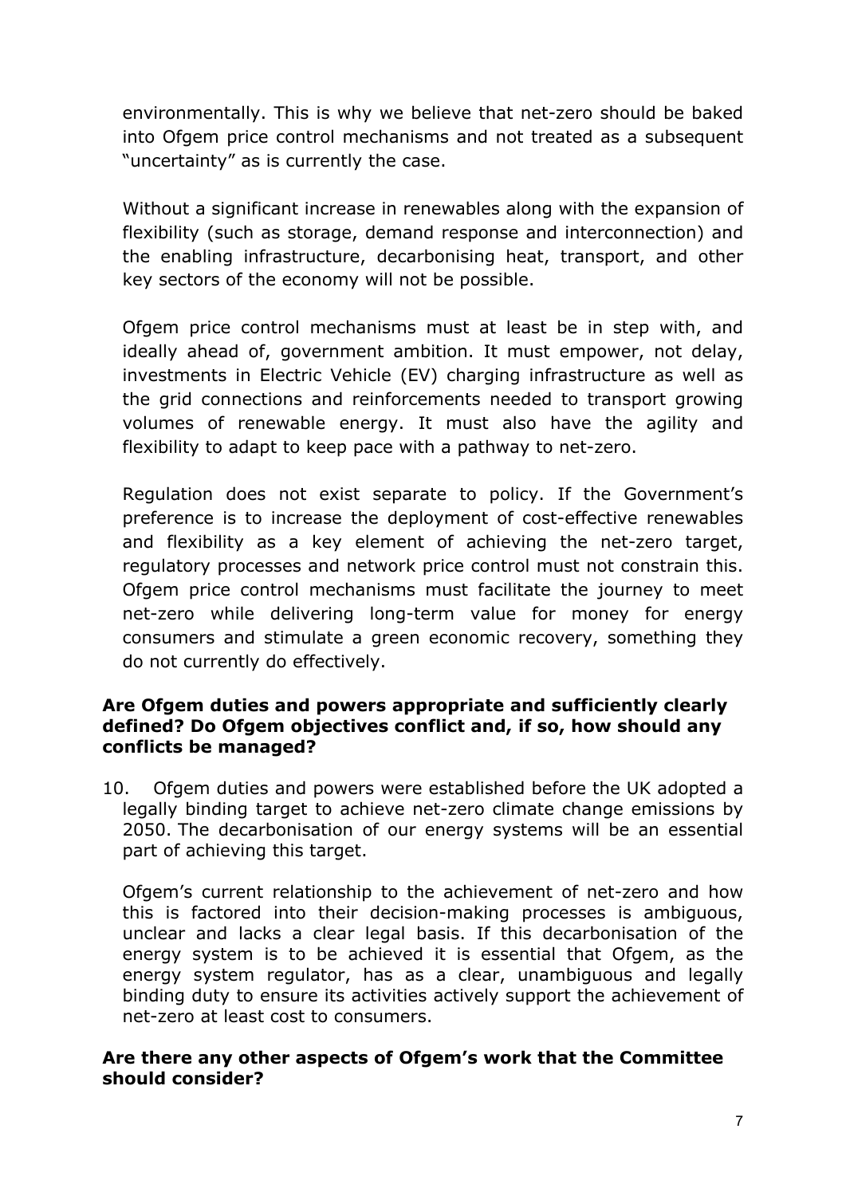environmentally. This is why we believe that net-zero should be baked into Ofgem price control mechanisms and not treated as a subsequent "uncertainty" as is currently the case.

Without a significant increase in renewables along with the expansion of flexibility (such as storage, demand response and interconnection) and the enabling infrastructure, decarbonising heat, transport, and other key sectors of the economy will not be possible.

Ofgem price control mechanisms must at least be in step with, and ideally ahead of, government ambition. It must empower, not delay, investments in Electric Vehicle (EV) charging infrastructure as well as the grid connections and reinforcements needed to transport growing volumes of renewable energy. It must also have the agility and flexibility to adapt to keep pace with a pathway to net-zero.

Regulation does not exist separate to policy. If the Government's preference is to increase the deployment of cost-effective renewables and flexibility as a key element of achieving the net-zero target, regulatory processes and network price control must not constrain this. Ofgem price control mechanisms must facilitate the journey to meet net-zero while delivering long-term value for money for energy consumers and stimulate a green economic recovery, something they do not currently do effectively.

**Are Ofgem duties and powers appropriate and sufficiently clearly defined? Do Ofgem objectives conflict and, if so, how should any conflicts be managed?**

10. Ofgem duties and powers were established before the UK adopted a legally binding target to achieve net-zero climate change emissions by 2050. The decarbonisation of our energy systems will be an essential part of achieving this target.

    Ofgem's current relationship to the achievement of net-zero and how this is factored into their decision-making processes is ambiguous, unclear and lacks a clear legal basis. If this decarbonisation of the energy system is to be achieved it is essential that Ofgem, as the energy system regulator, has as a clear, unambiguous and legally binding duty to ensure its activities actively support the achievement of net-zero at least cost to consumers.

**Are there any other aspects of Ofgem's work that the Committee should consider?**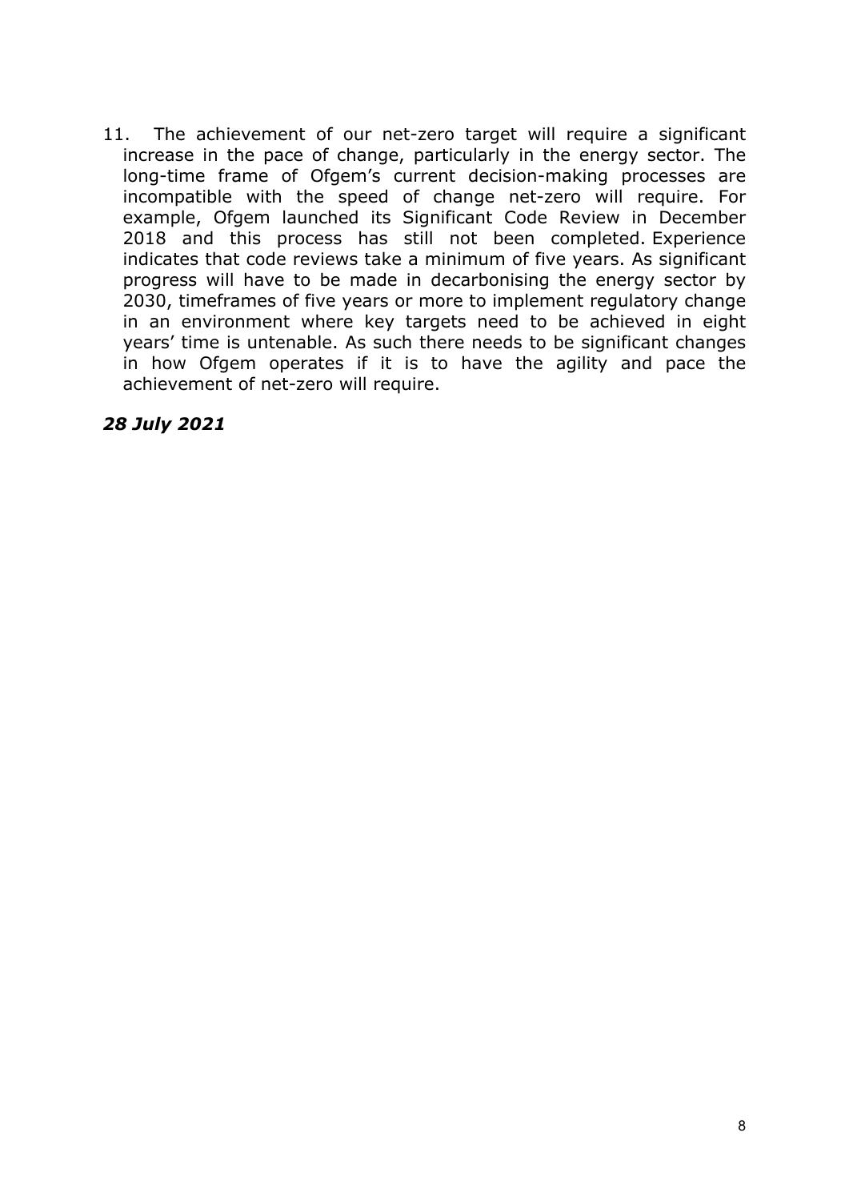11. The achievement of our net-zero target will require a significant increase in the pace of change, particularly in the energy sector. The long-time frame of Ofgem's current decision-making processes are incompatible with the speed of change net-zero will require. For example, Ofgem launched its Significant Code Review in December 2018 and this process has still not been completed. Experience indicates that code reviews take a minimum of five years. As significant progress will have to be made in decarbonising the energy sector by 2030, timeframes of five years or more to implement regulatory change in an environment where key targets need to be achieved in eight years' time is untenable. As such there needs to be significant changes in how Ofgem operates if it is to have the agility and pace the achievement of net-zero will require.

***28 July 2021***